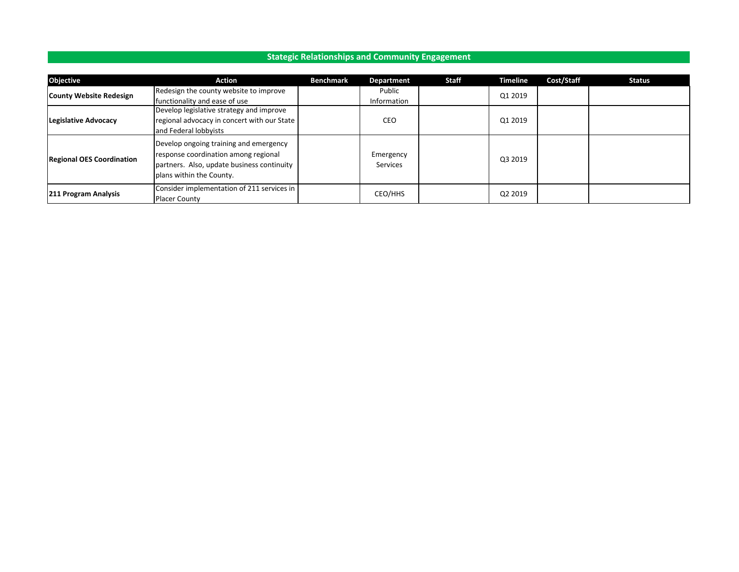## Stategic Relationships and Community Engagement

| Objective | Action | Benchmark | Department | Staff | Timeline | Cost/Staff | Status |
|---|---|---|---|---|---|---|---|
| **County Website Redesign** | Redesign the county website to improve functionality and ease of use | | Public Information | | Q1 2019 | | |
| **Legislative Advocacy** | Develop legislative strategy and improve regional advocacy in concert with our State and Federal lobbyists | | CEO | | Q1 2019 | | |
| **Regional OES Coordination** | Develop ongoing training and emergency response coordination among regional partners. Also, update business continuity plans within the County. | | Emergency Services | | Q3 2019 | | |
| **211 Program Analysis** | Consider implementation of 211 services in Placer County | | CEO/HHS | | Q2 2019 | | |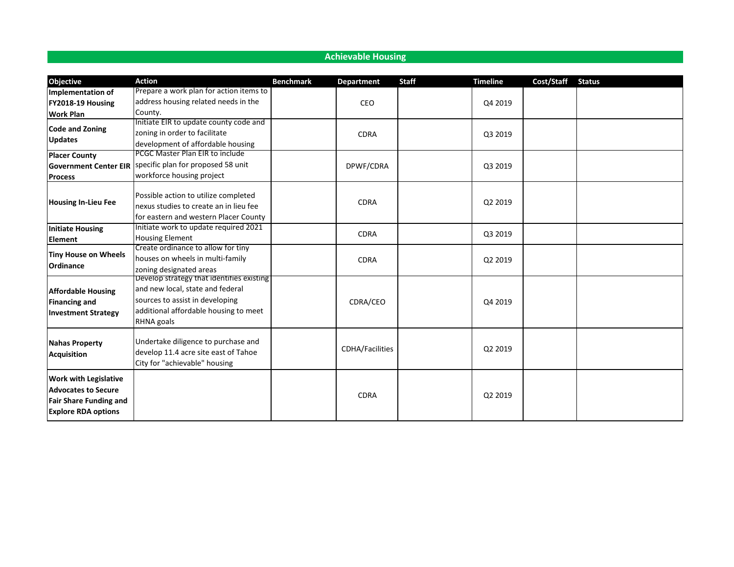## Achievable Housing

| Objective | Action | Benchmark | Department | Staff | Timeline | Cost/Staff | Status |
|---|---|---|---|---|---|---|---|
| **Implementation of FY2018-19 Housing Work Plan** | Prepare a work plan for action items to address housing related needs in the County. | | CEO | | Q4 2019 | | |
| **Code and Zoning Updates** | Initiate EIR to update county code and zoning in order to facilitate development of affordable housing | | CDRA | | Q3 2019 | | |
| **Placer County Government Center EIR Process** | PCGC Master Plan EIR to include specific plan for proposed 58 unit workforce housing project | | DPWF/CDRA | | Q3 2019 | | |
| **Housing In-Lieu Fee** | Possible action to utilize completed nexus studies to create an in lieu fee for eastern and western Placer County | | CDRA | | Q2 2019 | | |
| **Initiate Housing Element** | Initiate work to update required 2021 Housing Element | | CDRA | | Q3 2019 | | |
| **Tiny House on Wheels Ordinance** | Create ordinance to allow for tiny houses on wheels in multi-family zoning designated areas | | CDRA | | Q2 2019 | | |
| **Affordable Housing Financing and Investment Strategy** | Develop strategy that identifies existing and new local, state and federal sources to assist in developing additional affordable housing to meet RHNA goals | | CDRA/CEO | | Q4 2019 | | |
| **Nahas Property Acquisition** | Undertake diligence to purchase and develop 11.4 acre site east of Tahoe City for "achievable" housing | | CDHA/Facilities | | Q2 2019 | | |
| **Work with Legislative Advocates to Secure Fair Share Funding and Explore RDA options** | | | CDRA | | Q2 2019 | | |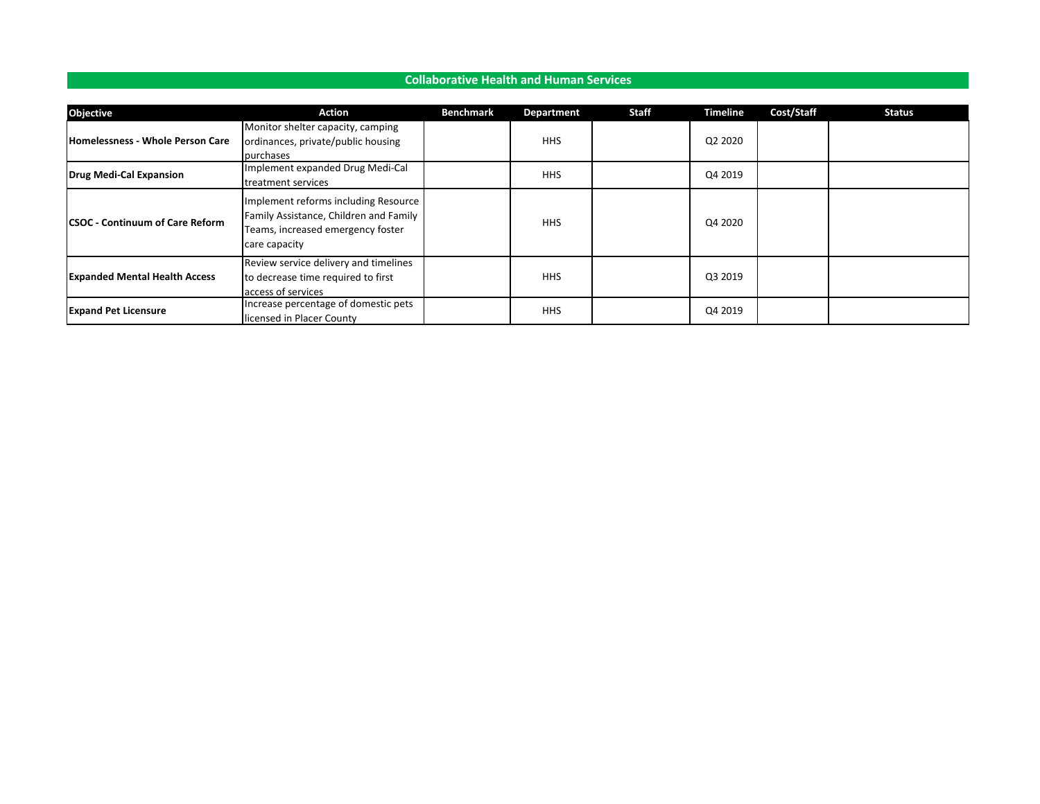## Collaborative Health and Human Services

| Objective | Action | Benchmark | Department | Staff | Timeline | Cost/Staff | Status |
|---|---|---|---|---|---|---|---|
| **Homelessness - Whole Person Care** | Monitor shelter capacity, camping ordinances, private/public housing purchases | | HHS | | Q2 2020 | | |
| **Drug Medi-Cal Expansion** | Implement expanded Drug Medi-Cal treatment services | | HHS | | Q4 2019 | | |
| **CSOC - Continuum of Care Reform** | Implement reforms including Resource Family Assistance, Children and Family Teams, increased emergency foster care capacity | | HHS | | Q4 2020 | | |
| **Expanded Mental Health Access** | Review service delivery and timelines to decrease time required to first access of services | | HHS | | Q3 2019 | | |
| **Expand Pet Licensure** | Increase percentage of domestic pets licensed in Placer County | | HHS | | Q4 2019 | | |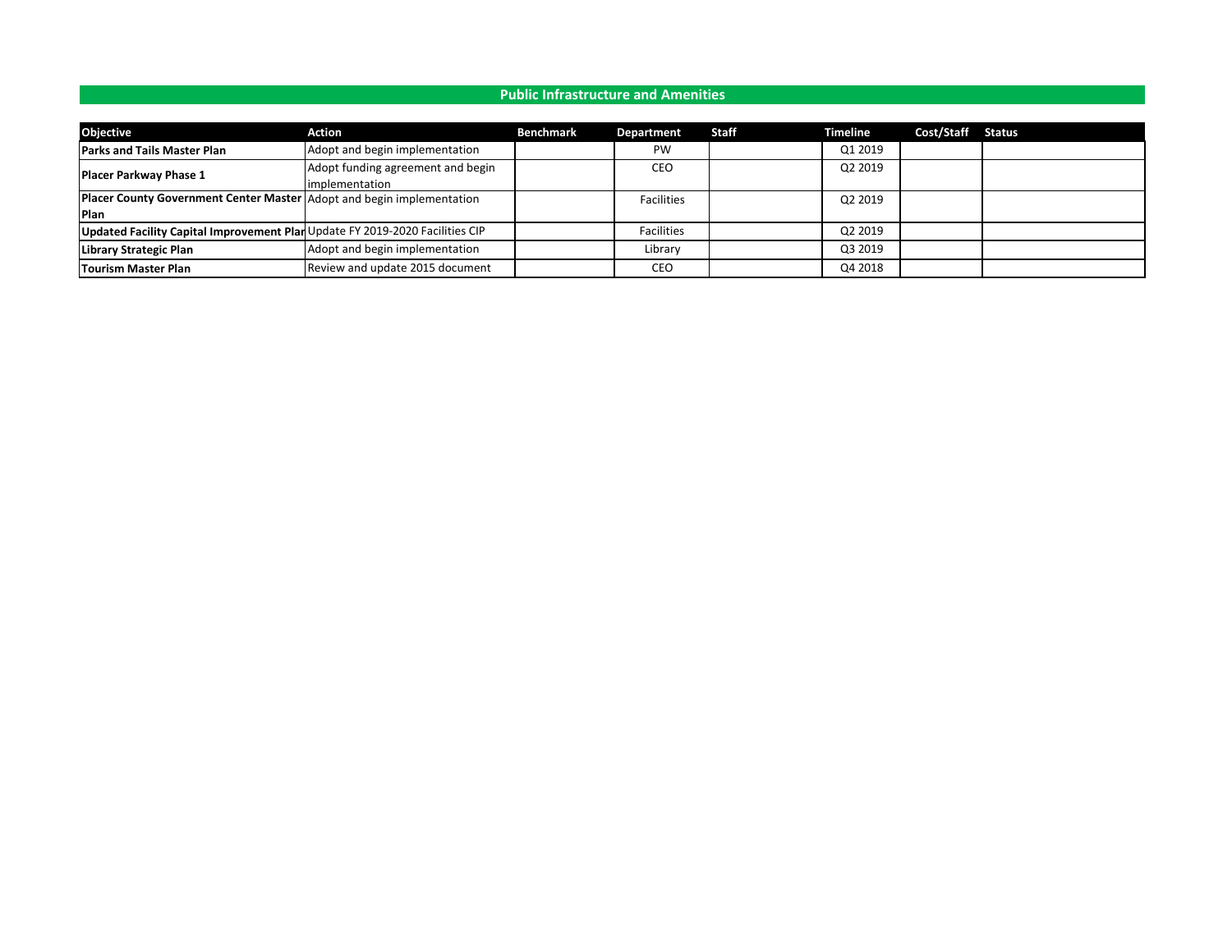## Public Infrastructure and Amenities

| Objective | Action | Benchmark | Department | Staff | Timeline | Cost/Staff | Status |
|---|---|---|---|---|---|---|---|
| **Parks and Tails Master Plan** | Adopt and begin implementation | | PW | | Q1 2019 | | |
| **Placer Parkway Phase 1** | Adopt funding agreement and begin implementation | | CEO | | Q2 2019 | | |
| **Placer County Government Center Master Plan** | Adopt and begin implementation | | Facilities | | Q2 2019 | | |
| **Updated Facility Capital Improvement Plan** | Update FY 2019-2020 Facilities CIP | | Facilities | | Q2 2019 | | |
| **Library Strategic Plan** | Adopt and begin implementation | | Library | | Q3 2019 | | |
| **Tourism Master Plan** | Review and update 2015 document | | CEO | | Q4 2018 | | |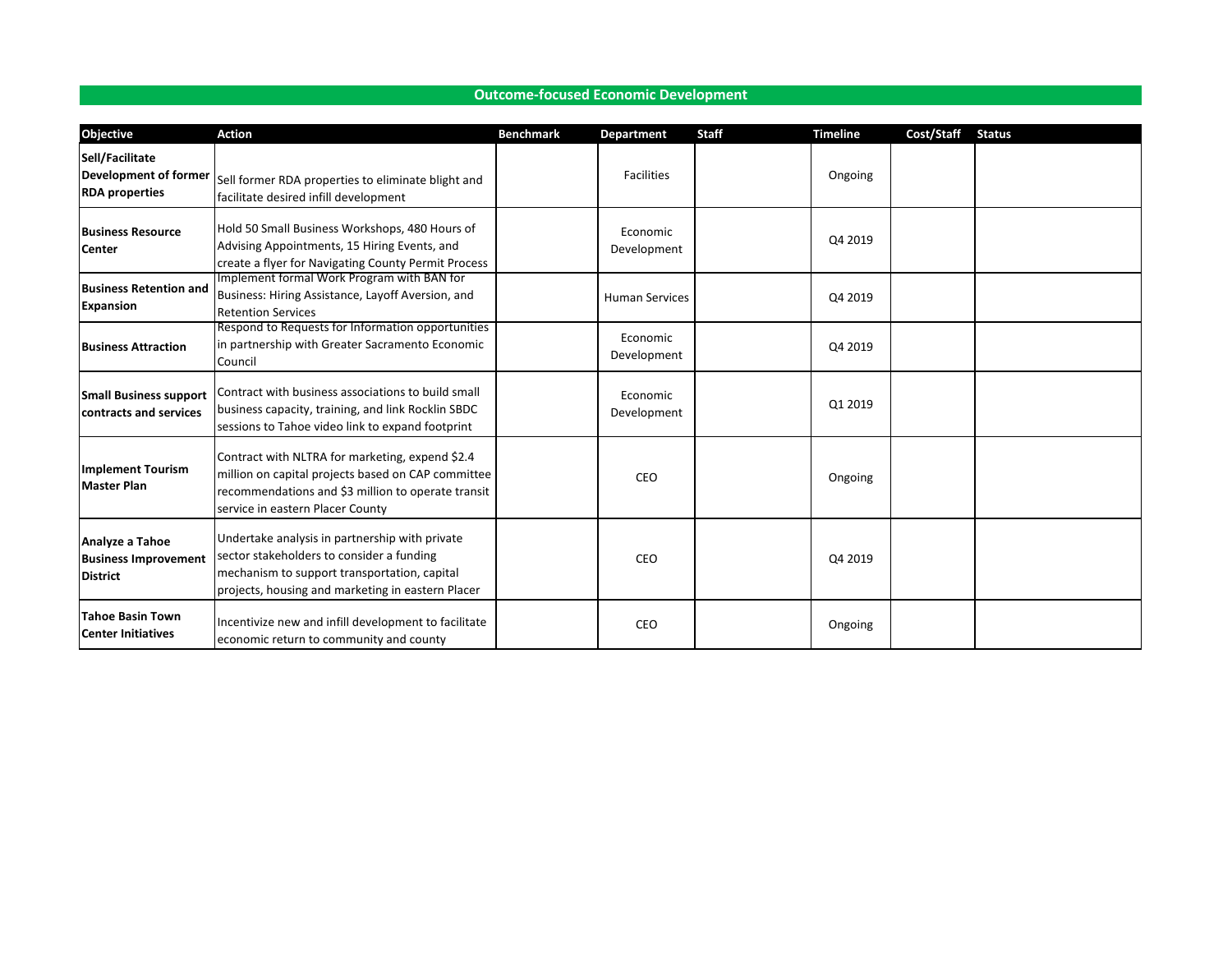## Outcome-focused Economic Development

| Objective | Action | Benchmark | Department | Staff | Timeline | Cost/Staff | Status |
|---|---|---|---|---|---|---|---|
| **Sell/Facilitate Development of former RDA properties** | Sell former RDA properties to eliminate blight and facilitate desired infill development | | Facilities | | Ongoing | | |
| **Business Resource Center** | Hold 50 Small Business Workshops, 480 Hours of Advising Appointments, 15 Hiring Events, and create a flyer for Navigating County Permit Process | | Economic Development | | Q4 2019 | | |
| **Business Retention and Expansion** | Implement formal Work Program with BAN for Business: Hiring Assistance, Layoff Aversion, and Retention Services | | Human Services | | Q4 2019 | | |
| **Business Attraction** | Respond to Requests for Information opportunities in partnership with Greater Sacramento Economic Council | | Economic Development | | Q4 2019 | | |
| **Small Business support contracts and services** | Contract with business associations to build small business capacity, training, and link Rocklin SBDC sessions to Tahoe video link to expand footprint | | Economic Development | | Q1 2019 | | |
| **Implement Tourism Master Plan** | Contract with NLTRA for marketing, expend $2.4 million on capital projects based on CAP committee recommendations and $3 million to operate transit service in eastern Placer County | | CEO | | Ongoing | | |
| **Analyze a Tahoe Business Improvement District** | Undertake analysis in partnership with private sector stakeholders to consider a funding mechanism to support transportation, capital projects, housing and marketing in eastern Placer | | CEO | | Q4 2019 | | |
| **Tahoe Basin Town Center Initiatives** | Incentivize new and infill development to facilitate economic return to community and county | | CEO | | Ongoing | | |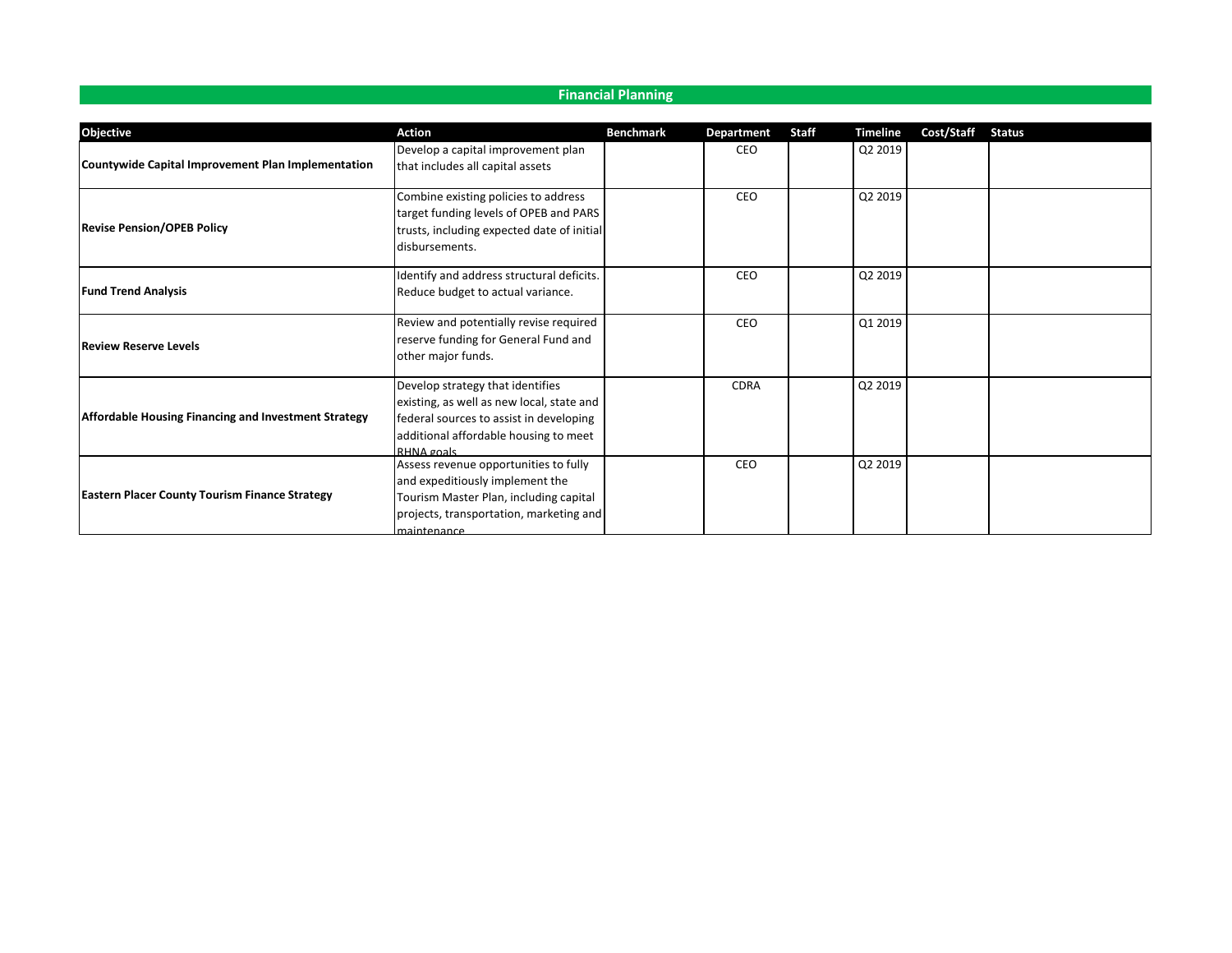## Financial Planning

| Objective | Action | Benchmark | Department | Staff | Timeline | Cost/Staff | Status |
|---|---|---|---|---|---|---|---|
| **Countywide Capital Improvement Plan Implementation** | Develop a capital improvement plan that includes all capital assets | | CEO | | Q2 2019 | | |
| **Revise Pension/OPEB Policy** | Combine existing policies to address target funding levels of OPEB and PARS trusts, including expected date of initial disbursements. | | CEO | | Q2 2019 | | |
| **Fund Trend Analysis** | Identify and address structural deficits. Reduce budget to actual variance. | | CEO | | Q2 2019 | | |
| **Review Reserve Levels** | Review and potentially revise required reserve funding for General Fund and other major funds. | | CEO | | Q1 2019 | | |
| **Affordable Housing Financing and Investment Strategy** | Develop strategy that identifies existing, as well as new local, state and federal sources to assist in developing additional affordable housing to meet RHNA goals | | CDRA | | Q2 2019 | | |
| **Eastern Placer County Tourism Finance Strategy** | Assess revenue opportunities to fully and expeditiously implement the Tourism Master Plan, including capital projects, transportation, marketing and maintenance | | CEO | | Q2 2019 | | |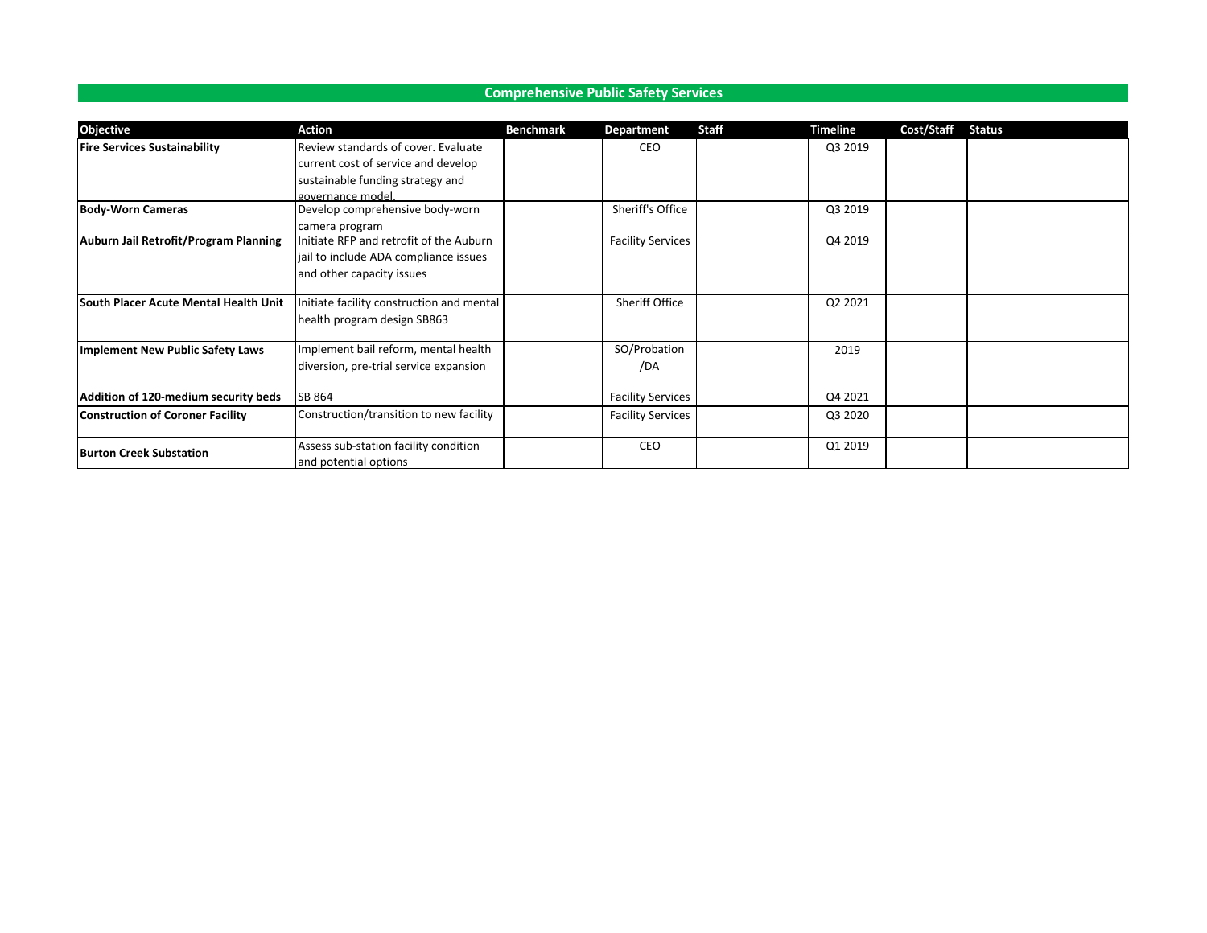## Comprehensive Public Safety Services

| Objective | Action | Benchmark | Department | Staff | Timeline | Cost/Staff | Status |
|---|---|---|---|---|---|---|---|
| **Fire Services Sustainability** | Review standards of cover. Evaluate current cost of service and develop sustainable funding strategy and governance model. | | CEO | | Q3 2019 | | |
| **Body-Worn Cameras** | Develop comprehensive body-worn camera program | | Sheriff's Office | | Q3 2019 | | |
| **Auburn Jail Retrofit/Program Planning** | Initiate RFP and retrofit of the Auburn jail to include ADA compliance issues and other capacity issues | | Facility Services | | Q4 2019 | | |
| **South Placer Acute Mental Health Unit** | Initiate facility construction and mental health program design SB863 | | Sheriff Office | | Q2 2021 | | |
| **Implement New Public Safety Laws** | Implement bail reform, mental health diversion, pre-trial service expansion | | SO/Probation /DA | | 2019 | | |
| **Addition of 120-medium security beds** | SB 864 | | Facility Services | | Q4 2021 | | |
| **Construction of Coroner Facility** | Construction/transition to new facility | | Facility Services | | Q3 2020 | | |
| **Burton Creek Substation** | Assess sub-station facility condition and potential options | | CEO | | Q1 2019 | | |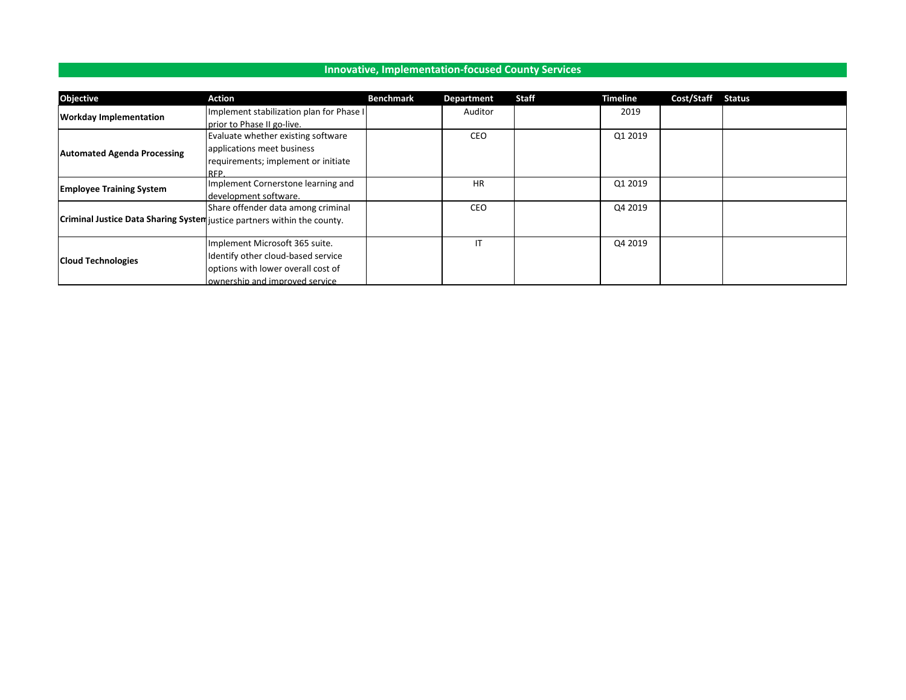## Innovative, Implementation-focused County Services

| Objective | Action | Benchmark | Department | Staff | Timeline | Cost/Staff | Status |
|---|---|---|---|---|---|---|---|
| **Workday Implementation** | Implement stabilization plan for Phase I prior to Phase II go-live. | | Auditor | | 2019 | | |
| **Automated Agenda Processing** | Evaluate whether existing software applications meet business requirements; implement or initiate RFP. | | CEO | | Q1 2019 | | |
| **Employee Training System** | Implement Cornerstone learning and development software. | | HR | | Q1 2019 | | |
| **Criminal Justice Data Sharing System** | Share offender data among criminal justice partners within the county. | | CEO | | Q4 2019 | | |
| **Cloud Technologies** | Implement Microsoft 365 suite. Identify other cloud-based service options with lower overall cost of ownership and improved service | | IT | | Q4 2019 | | |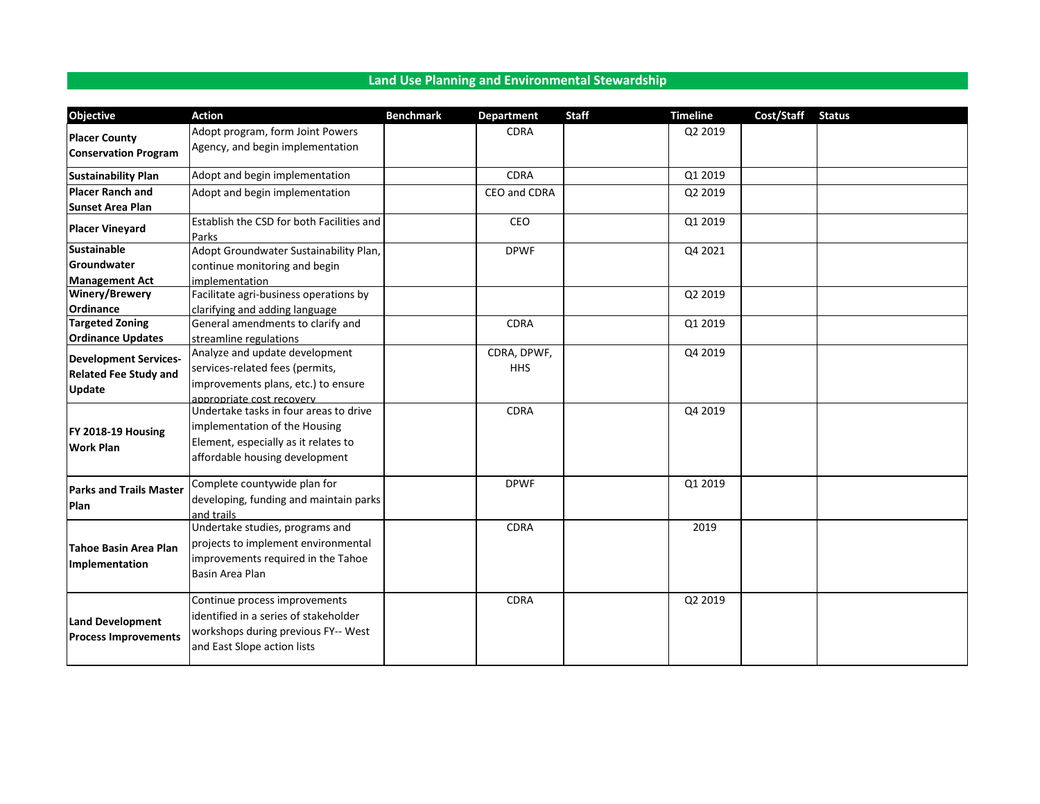## Land Use Planning and Environmental Stewardship

| Objective | Action | Benchmark | Department | Staff | Timeline | Cost/Staff | Status |
|---|---|---|---|---|---|---|---|
| **Placer County Conservation Program** | Adopt program, form Joint Powers Agency, and begin implementation | | CDRA | | Q2 2019 | | |
| **Sustainability Plan** | Adopt and begin implementation | | CDRA | | Q1 2019 | | |
| **Placer Ranch and Sunset Area Plan** | Adopt and begin implementation | | CEO and CDRA | | Q2 2019 | | |
| **Placer Vineyard** | Establish the CSD for both Facilities and Parks | | CEO | | Q1 2019 | | |
| **Sustainable Groundwater Management Act** | Adopt Groundwater Sustainability Plan, continue monitoring and begin implementation | | DPWF | | Q4 2021 | | |
| **Winery/Brewery Ordinance** | Facilitate agri-business operations by clarifying and adding language | | | | Q2 2019 | | |
| **Targeted Zoning Ordinance Updates** | General amendments to clarify and streamline regulations | | CDRA | | Q1 2019 | | |
| **Development Services-Related Fee Study and Update** | Analyze and update development services-related fees (permits, improvements plans, etc.) to ensure appropriate cost recovery | | CDRA, DPWF, HHS | | Q4 2019 | | |
| **FY 2018-19 Housing Work Plan** | Undertake tasks in four areas to drive implementation of the Housing Element, especially as it relates to affordable housing development | | CDRA | | Q4 2019 | | |
| **Parks and Trails Master Plan** | Complete countywide plan for developing, funding and maintain parks and trails | | DPWF | | Q1 2019 | | |
| **Tahoe Basin Area Plan Implementation** | Undertake studies, programs and projects to implement environmental improvements required in the Tahoe Basin Area Plan | | CDRA | | 2019 | | |
| **Land Development Process Improvements** | Continue process improvements identified in a series of stakeholder workshops during previous FY-- West and East Slope action lists | | CDRA | | Q2 2019 | | |